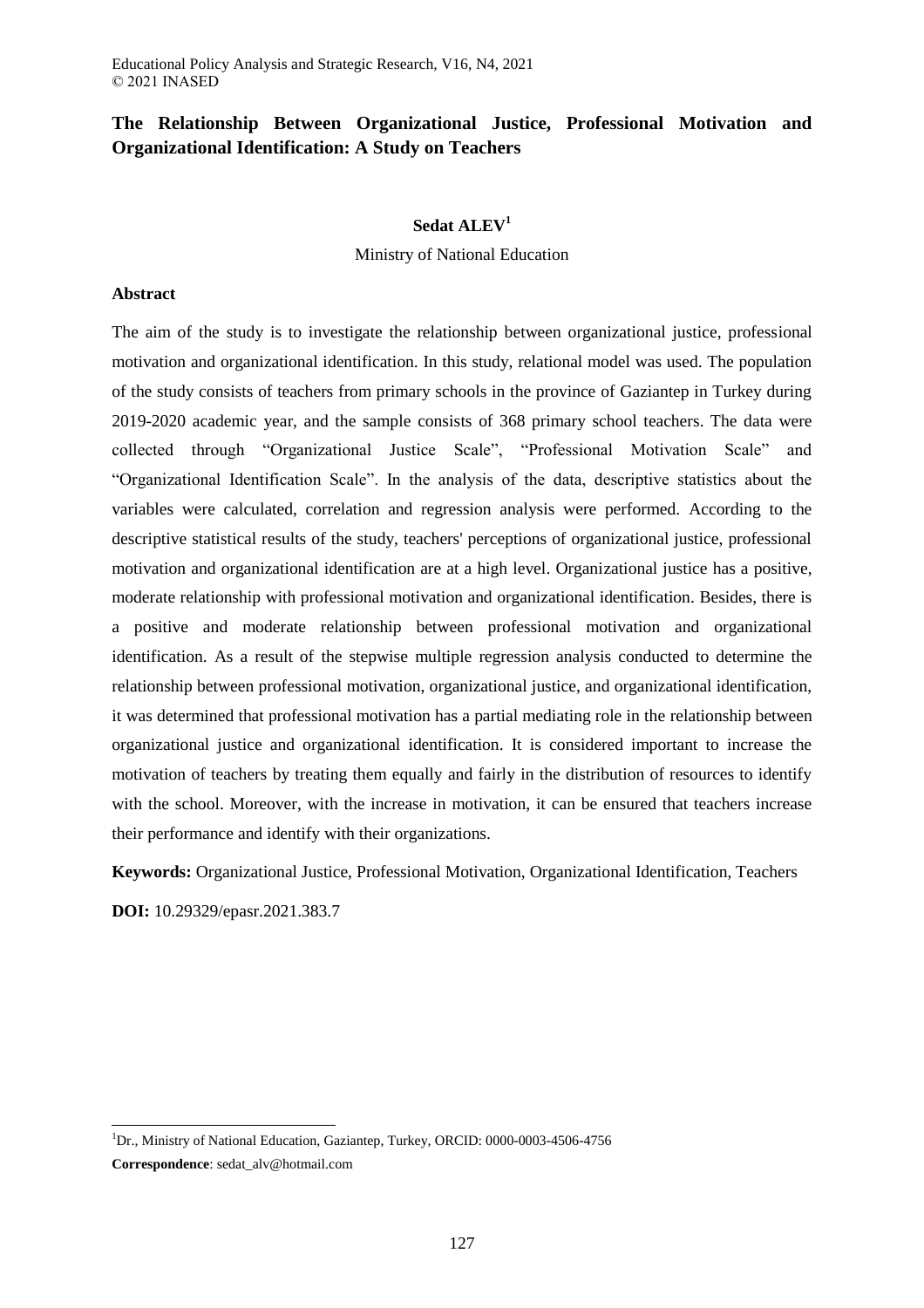# The Relationship Between Organizational Justice, Professional Motivation and Organizational Identification: A Study on Teachers

**Sedat ALEV**[1]

Ministry of National Education

## Abstract

The aim of the study is to investigate the relationship between organizational justice, professional motivation and organizational identification. In this study, relational model was used. The population of the study consists of teachers from primary schools in the province of Gaziantep in Turkey during 2019-2020 academic year, and the sample consists of 368 primary school teachers. The data were collected through "Organizational Justice Scale", "Professional Motivation Scale" and "Organizational Identification Scale". In the analysis of the data, descriptive statistics about the variables were calculated, correlation and regression analysis were performed. According to the descriptive statistical results of the study, teachers' perceptions of organizational justice, professional motivation and organizational identification are at a high level. Organizational justice has a positive, moderate relationship with professional motivation and organizational identification. Besides, there is a positive and moderate relationship between professional motivation and organizational identification. As a result of the stepwise multiple regression analysis conducted to determine the relationship between professional motivation, organizational justice, and organizational identification, it was determined that professional motivation has a partial mediating role in the relationship between organizational justice and organizational identification. It is considered important to increase the motivation of teachers by treating them equally and fairly in the distribution of resources to identify with the school. Moreover, with the increase in motivation, it can be ensured that teachers increase their performance and identify with their organizations.

**Keywords:** Organizational Justice, Professional Motivation, Organizational Identification, Teachers

**DOI:** 10.29329/epasr.2021.383.7

---

[1]Dr., Ministry of National Education, Gaziantep, Turkey, ORCID: 0000-0003-4506-4756

**Correspondence**: sedat_alv@hotmail.com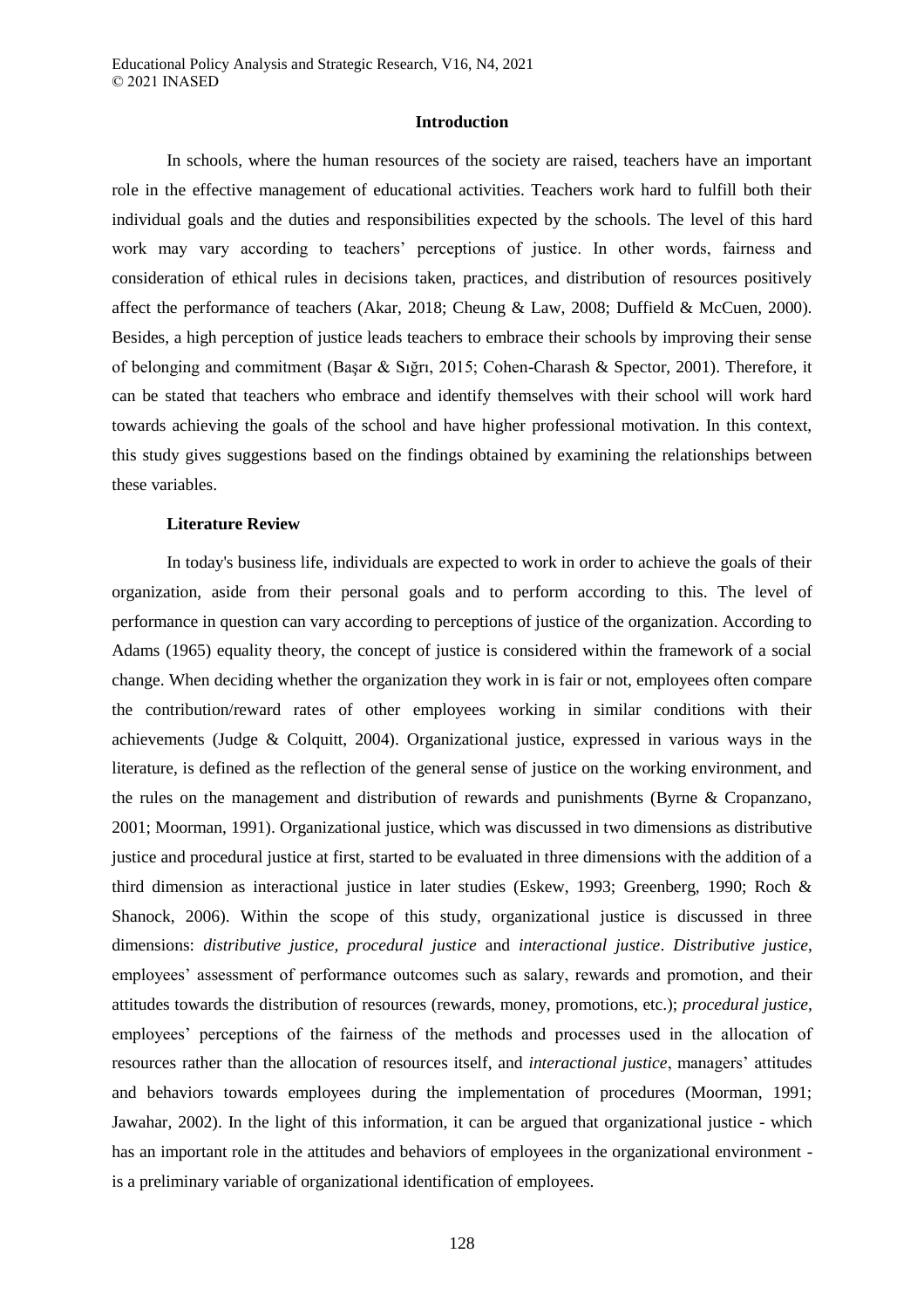## Introduction

In schools, where the human resources of the society are raised, teachers have an important role in the effective management of educational activities. Teachers work hard to fulfill both their individual goals and the duties and responsibilities expected by the schools. The level of this hard work may vary according to teachers' perceptions of justice. In other words, fairness and consideration of ethical rules in decisions taken, practices, and distribution of resources positively affect the performance of teachers (Akar, 2018; Cheung & Law, 2008; Duffield & McCuen, 2000). Besides, a high perception of justice leads teachers to embrace their schools by improving their sense of belonging and commitment (Başar & Sığrı, 2015; Cohen-Charash & Spector, 2001). Therefore, it can be stated that teachers who embrace and identify themselves with their school will work hard towards achieving the goals of the school and have higher professional motivation. In this context, this study gives suggestions based on the findings obtained by examining the relationships between these variables.

### Literature Review

In today's business life, individuals are expected to work in order to achieve the goals of their organization, aside from their personal goals and to perform according to this. The level of performance in question can vary according to perceptions of justice of the organization. According to Adams (1965) equality theory, the concept of justice is considered within the framework of a social change. When deciding whether the organization they work in is fair or not, employees often compare the contribution/reward rates of other employees working in similar conditions with their achievements (Judge & Colquitt, 2004). Organizational justice, expressed in various ways in the literature, is defined as the reflection of the general sense of justice on the working environment, and the rules on the management and distribution of rewards and punishments (Byrne & Cropanzano, 2001; Moorman, 1991). Organizational justice, which was discussed in two dimensions as distributive justice and procedural justice at first, started to be evaluated in three dimensions with the addition of a third dimension as interactional justice in later studies (Eskew, 1993; Greenberg, 1990; Roch & Shanock, 2006). Within the scope of this study, organizational justice is discussed in three dimensions: *distributive justice*, *procedural justice* and *interactional justice*. *Distributive justice*, employees' assessment of performance outcomes such as salary, rewards and promotion, and their attitudes towards the distribution of resources (rewards, money, promotions, etc.); *procedural justice*, employees' perceptions of the fairness of the methods and processes used in the allocation of resources rather than the allocation of resources itself, and *interactional justice*, managers' attitudes and behaviors towards employees during the implementation of procedures (Moorman, 1991; Jawahar, 2002). In the light of this information, it can be argued that organizational justice - which has an important role in the attitudes and behaviors of employees in the organizational environment - is a preliminary variable of organizational identification of employees.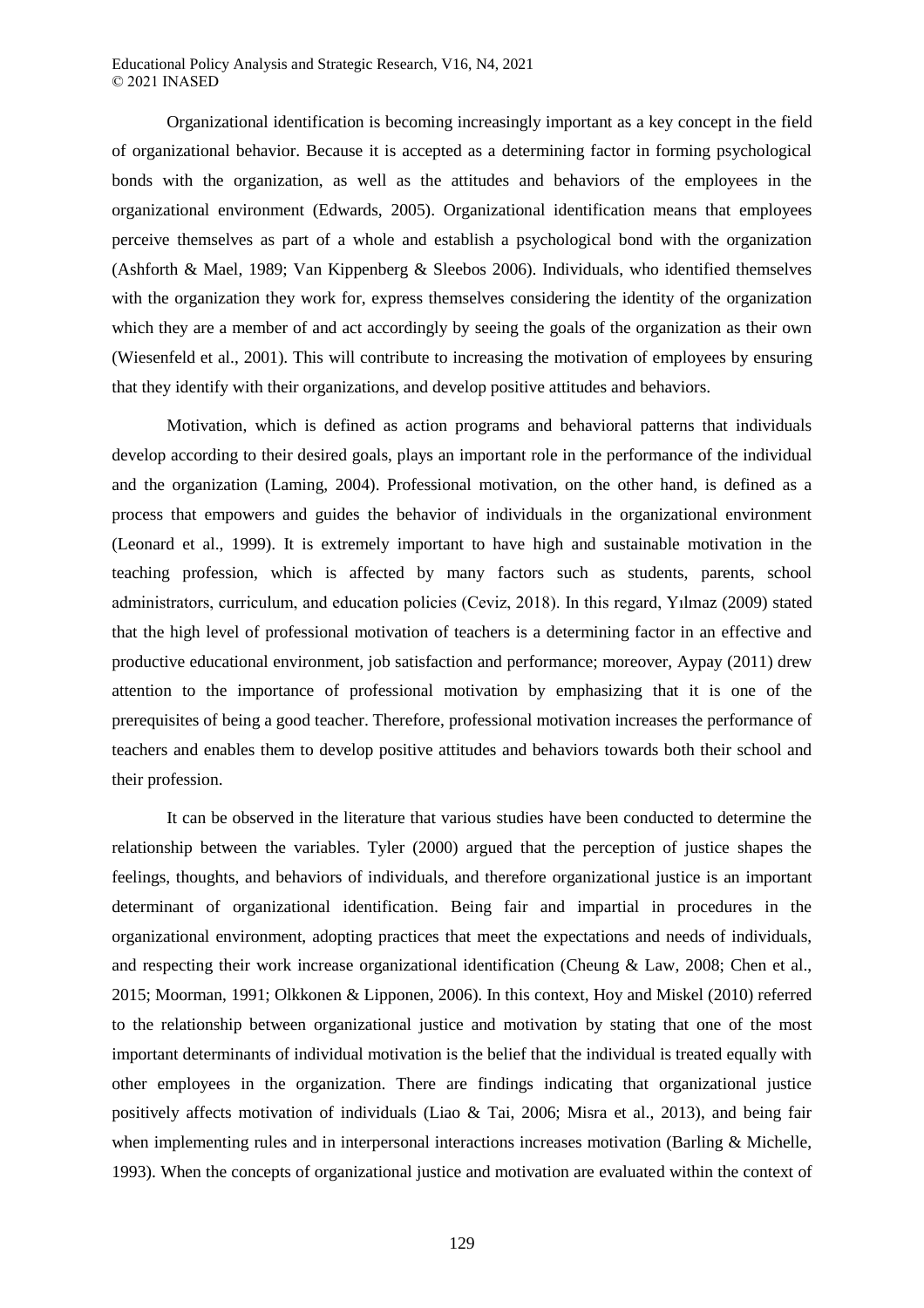Organizational identification is becoming increasingly important as a key concept in the field of organizational behavior. Because it is accepted as a determining factor in forming psychological bonds with the organization, as well as the attitudes and behaviors of the employees in the organizational environment (Edwards, 2005). Organizational identification means that employees perceive themselves as part of a whole and establish a psychological bond with the organization (Ashforth & Mael, 1989; Van Kippenberg & Sleebos 2006). Individuals, who identified themselves with the organization they work for, express themselves considering the identity of the organization which they are a member of and act accordingly by seeing the goals of the organization as their own (Wiesenfeld et al., 2001). This will contribute to increasing the motivation of employees by ensuring that they identify with their organizations, and develop positive attitudes and behaviors.

Motivation, which is defined as action programs and behavioral patterns that individuals develop according to their desired goals, plays an important role in the performance of the individual and the organization (Laming, 2004). Professional motivation, on the other hand, is defined as a process that empowers and guides the behavior of individuals in the organizational environment (Leonard et al., 1999). It is extremely important to have high and sustainable motivation in the teaching profession, which is affected by many factors such as students, parents, school administrators, curriculum, and education policies (Ceviz, 2018). In this regard, Yılmaz (2009) stated that the high level of professional motivation of teachers is a determining factor in an effective and productive educational environment, job satisfaction and performance; moreover, Aypay (2011) drew attention to the importance of professional motivation by emphasizing that it is one of the prerequisites of being a good teacher. Therefore, professional motivation increases the performance of teachers and enables them to develop positive attitudes and behaviors towards both their school and their profession.

It can be observed in the literature that various studies have been conducted to determine the relationship between the variables. Tyler (2000) argued that the perception of justice shapes the feelings, thoughts, and behaviors of individuals, and therefore organizational justice is an important determinant of organizational identification. Being fair and impartial in procedures in the organizational environment, adopting practices that meet the expectations and needs of individuals, and respecting their work increase organizational identification (Cheung & Law, 2008; Chen et al., 2015; Moorman, 1991; Olkkonen & Lipponen, 2006). In this context, Hoy and Miskel (2010) referred to the relationship between organizational justice and motivation by stating that one of the most important determinants of individual motivation is the belief that the individual is treated equally with other employees in the organization. There are findings indicating that organizational justice positively affects motivation of individuals (Liao & Tai, 2006; Misra et al., 2013), and being fair when implementing rules and in interpersonal interactions increases motivation (Barling & Michelle, 1993). When the concepts of organizational justice and motivation are evaluated within the context of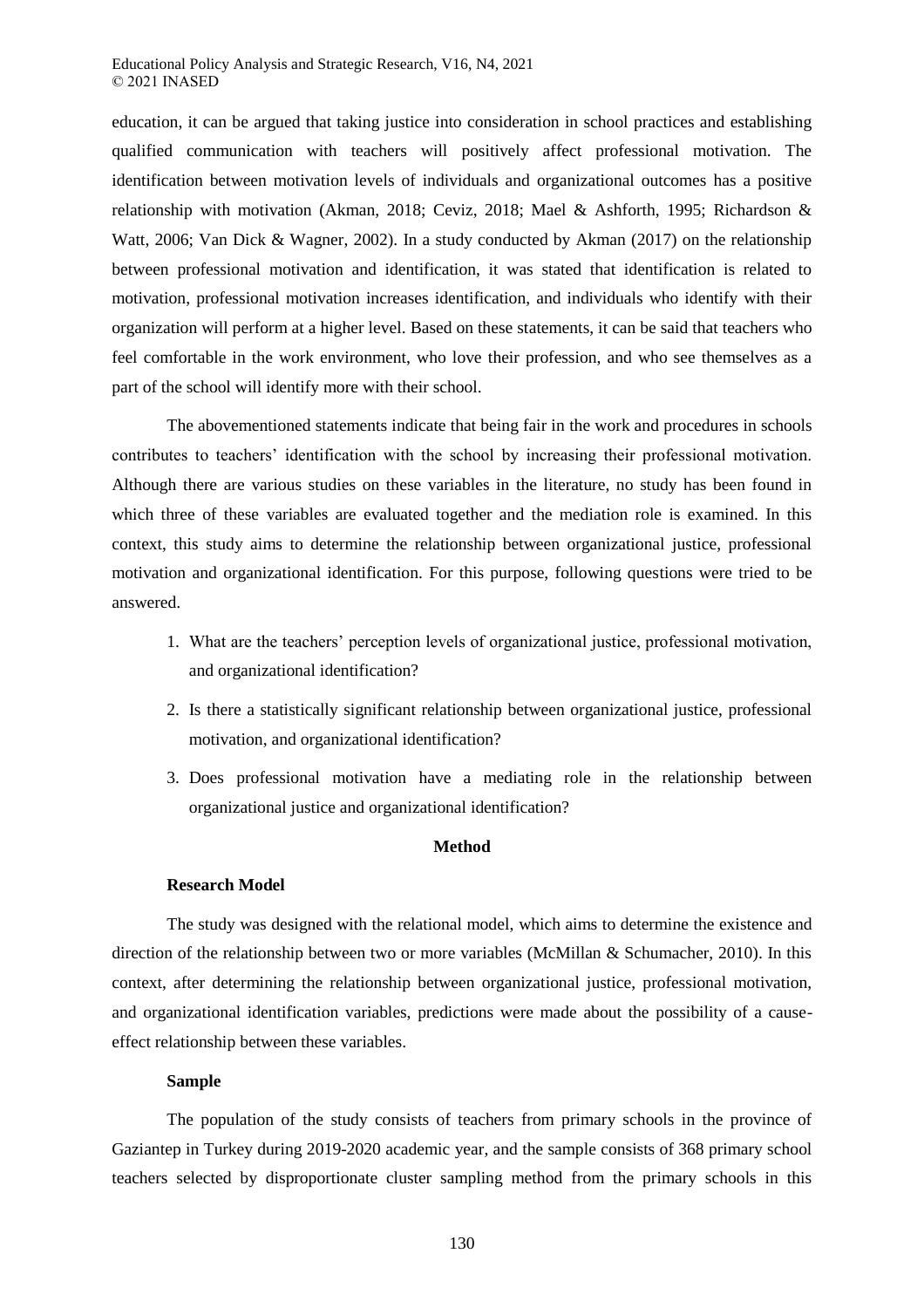education, it can be argued that taking justice into consideration in school practices and establishing qualified communication with teachers will positively affect professional motivation. The identification between motivation levels of individuals and organizational outcomes has a positive relationship with motivation (Akman, 2018; Ceviz, 2018; Mael & Ashforth, 1995; Richardson & Watt, 2006; Van Dick & Wagner, 2002). In a study conducted by Akman (2017) on the relationship between professional motivation and identification, it was stated that identification is related to motivation, professional motivation increases identification, and individuals who identify with their organization will perform at a higher level. Based on these statements, it can be said that teachers who feel comfortable in the work environment, who love their profession, and who see themselves as a part of the school will identify more with their school.

The abovementioned statements indicate that being fair in the work and procedures in schools contributes to teachers' identification with the school by increasing their professional motivation. Although there are various studies on these variables in the literature, no study has been found in which three of these variables are evaluated together and the mediation role is examined. In this context, this study aims to determine the relationship between organizational justice, professional motivation and organizational identification. For this purpose, following questions were tried to be answered.

1. What are the teachers' perception levels of organizational justice, professional motivation, and organizational identification?
2. Is there a statistically significant relationship between organizational justice, professional motivation, and organizational identification?
3. Does professional motivation have a mediating role in the relationship between organizational justice and organizational identification?

## Method

### Research Model

The study was designed with the relational model, which aims to determine the existence and direction of the relationship between two or more variables (McMillan & Schumacher, 2010). In this context, after determining the relationship between organizational justice, professional motivation, and organizational identification variables, predictions were made about the possibility of a cause-effect relationship between these variables.

### Sample

The population of the study consists of teachers from primary schools in the province of Gaziantep in Turkey during 2019-2020 academic year, and the sample consists of 368 primary school teachers selected by disproportionate cluster sampling method from the primary schools in this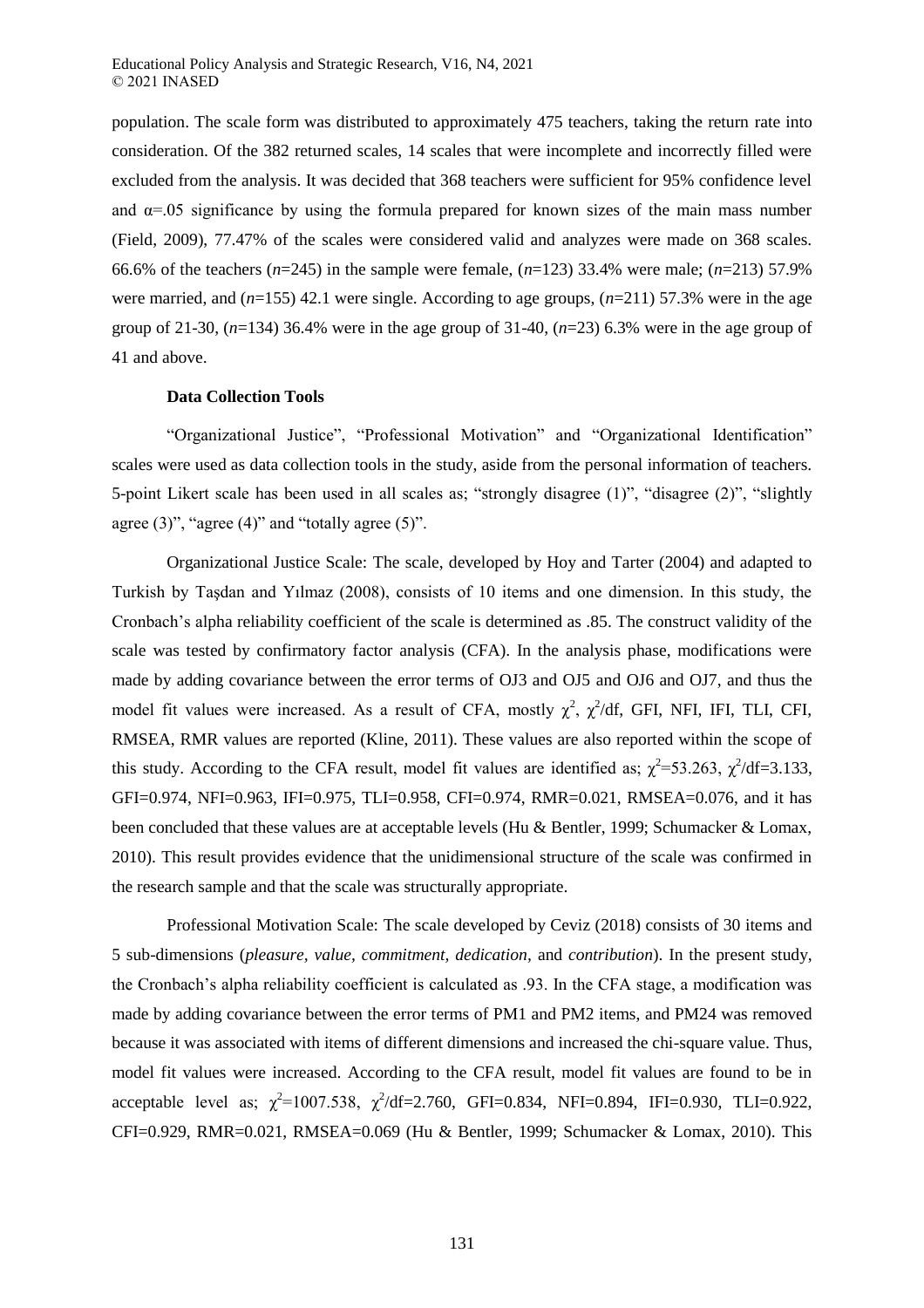population. The scale form was distributed to approximately 475 teachers, taking the return rate into consideration. Of the 382 returned scales, 14 scales that were incomplete and incorrectly filled were excluded from the analysis. It was decided that 368 teachers were sufficient for 95% confidence level and α=.05 significance by using the formula prepared for known sizes of the main mass number (Field, 2009), 77.47% of the scales were considered valid and analyzes were made on 368 scales. 66.6% of the teachers (*n*=245) in the sample were female, (*n*=123) 33.4% were male; (*n*=213) 57.9% were married, and (*n*=155) 42.1 were single. According to age groups, (*n*=211) 57.3% were in the age group of 21-30, (*n*=134) 36.4% were in the age group of 31-40, (*n*=23) 6.3% were in the age group of 41 and above.

### Data Collection Tools

"Organizational Justice", "Professional Motivation" and "Organizational Identification" scales were used as data collection tools in the study, aside from the personal information of teachers. 5-point Likert scale has been used in all scales as; "strongly disagree (1)", "disagree (2)", "slightly agree (3)", "agree (4)" and "totally agree (5)".

Organizational Justice Scale: The scale, developed by Hoy and Tarter (2004) and adapted to Turkish by Taşdan and Yılmaz (2008), consists of 10 items and one dimension. In this study, the Cronbach's alpha reliability coefficient of the scale is determined as .85. The construct validity of the scale was tested by confirmatory factor analysis (CFA). In the analysis phase, modifications were made by adding covariance between the error terms of OJ3 and OJ5 and OJ6 and OJ7, and thus the model fit values were increased. As a result of CFA, mostly $\chi^2$, $\chi^2$/df, GFI, NFI, IFI, TLI, CFI, RMSEA, RMR values are reported (Kline, 2011). These values are also reported within the scope of this study. According to the CFA result, model fit values are identified as; $\chi^2$=53.263, $\chi^2$/df=3.133, GFI=0.974, NFI=0.963, IFI=0.975, TLI=0.958, CFI=0.974, RMR=0.021, RMSEA=0.076, and it has been concluded that these values are at acceptable levels (Hu & Bentler, 1999; Schumacker & Lomax, 2010). This result provides evidence that the unidimensional structure of the scale was confirmed in the research sample and that the scale was structurally appropriate.

Professional Motivation Scale: The scale developed by Ceviz (2018) consists of 30 items and 5 sub-dimensions (*pleasure, value, commitment, dedication,* and *contribution*). In the present study, the Cronbach's alpha reliability coefficient is calculated as .93. In the CFA stage, a modification was made by adding covariance between the error terms of PM1 and PM2 items, and PM24 was removed because it was associated with items of different dimensions and increased the chi-square value. Thus, model fit values were increased. According to the CFA result, model fit values are found to be in acceptable level as; $\chi^2$=1007.538, $\chi^2$/df=2.760, GFI=0.834, NFI=0.894, IFI=0.930, TLI=0.922, CFI=0.929, RMR=0.021, RMSEA=0.069 (Hu & Bentler, 1999; Schumacker & Lomax, 2010). This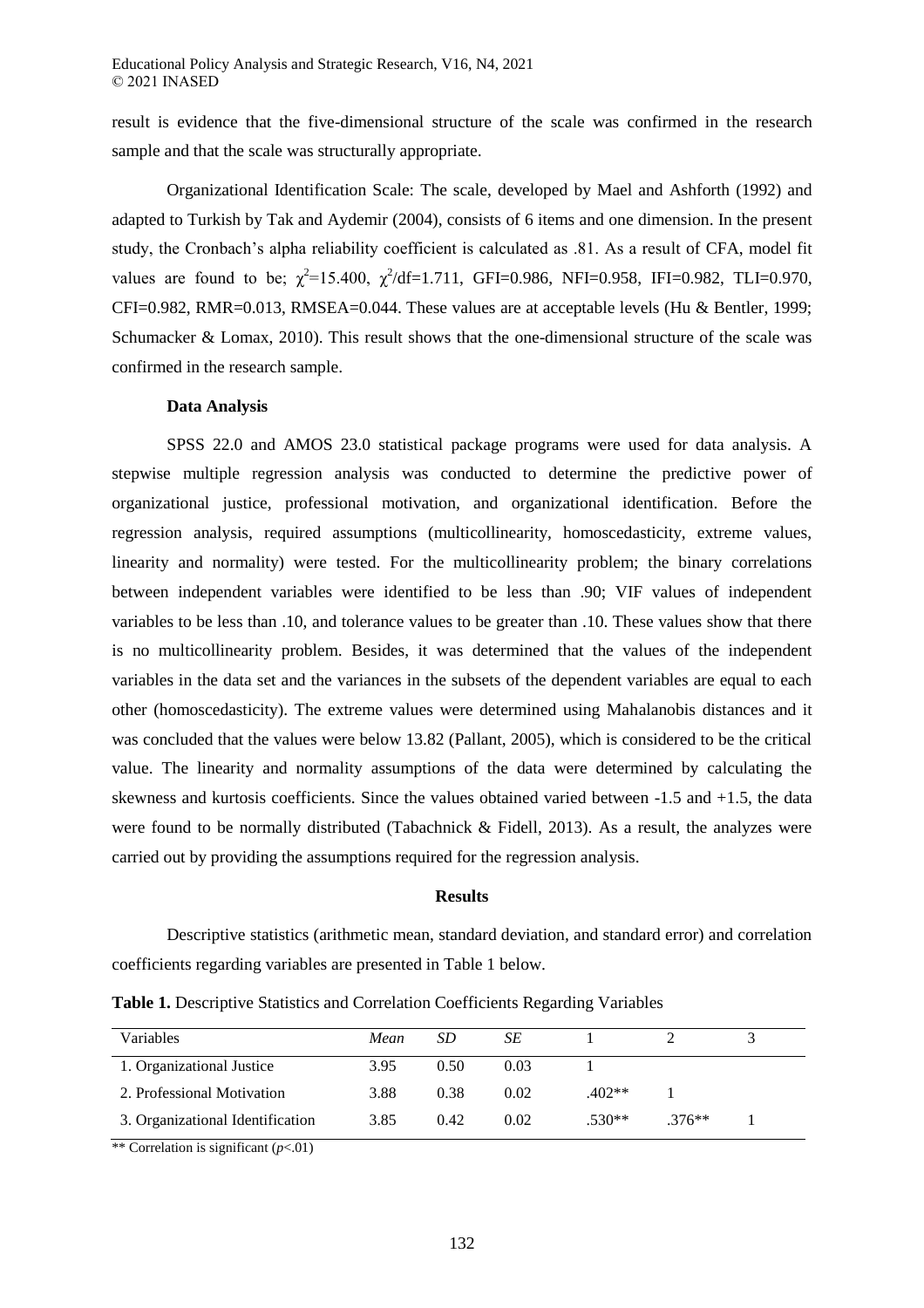result is evidence that the five-dimensional structure of the scale was confirmed in the research sample and that the scale was structurally appropriate.

Organizational Identification Scale: The scale, developed by Mael and Ashforth (1992) and adapted to Turkish by Tak and Aydemir (2004), consists of 6 items and one dimension. In the present study, the Cronbach's alpha reliability coefficient is calculated as .81. As a result of CFA, model fit values are found to be; $\chi^2$=15.400, $\chi^2$/df=1.711, GFI=0.986, NFI=0.958, IFI=0.982, TLI=0.970, CFI=0.982, RMR=0.013, RMSEA=0.044. These values are at acceptable levels (Hu & Bentler, 1999; Schumacker & Lomax, 2010). This result shows that the one-dimensional structure of the scale was confirmed in the research sample.

### Data Analysis

SPSS 22.0 and AMOS 23.0 statistical package programs were used for data analysis. A stepwise multiple regression analysis was conducted to determine the predictive power of organizational justice, professional motivation, and organizational identification. Before the regression analysis, required assumptions (multicollinearity, homoscedasticity, extreme values, linearity and normality) were tested. For the multicollinearity problem; the binary correlations between independent variables were identified to be less than .90; VIF values of independent variables to be less than .10, and tolerance values to be greater than .10. These values show that there is no multicollinearity problem. Besides, it was determined that the values of the independent variables in the data set and the variances in the subsets of the dependent variables are equal to each other (homoscedasticity). The extreme values were determined using Mahalanobis distances and it was concluded that the values were below 13.82 (Pallant, 2005), which is considered to be the critical value. The linearity and normality assumptions of the data were determined by calculating the skewness and kurtosis coefficients. Since the values obtained varied between -1.5 and +1.5, the data were found to be normally distributed (Tabachnick & Fidell, 2013). As a result, the analyzes were carried out by providing the assumptions required for the regression analysis.

## Results

Descriptive statistics (arithmetic mean, standard deviation, and standard error) and correlation coefficients regarding variables are presented in Table 1 below.

**Table 1.** Descriptive Statistics and Correlation Coefficients Regarding Variables

| Variables | *Mean* | *SD* | *SE* | 1 | 2 | 3 |
|---|---|---|---|---|---|---|
| 1. Organizational Justice | 3.95 | 0.50 | 0.03 | 1 | | |
| 2. Professional Motivation | 3.88 | 0.38 | 0.02 | .402** | 1 | |
| 3. Organizational Identification | 3.85 | 0.42 | 0.02 | .530** | .376** | 1 |

** Correlation is significant ($p$<.01)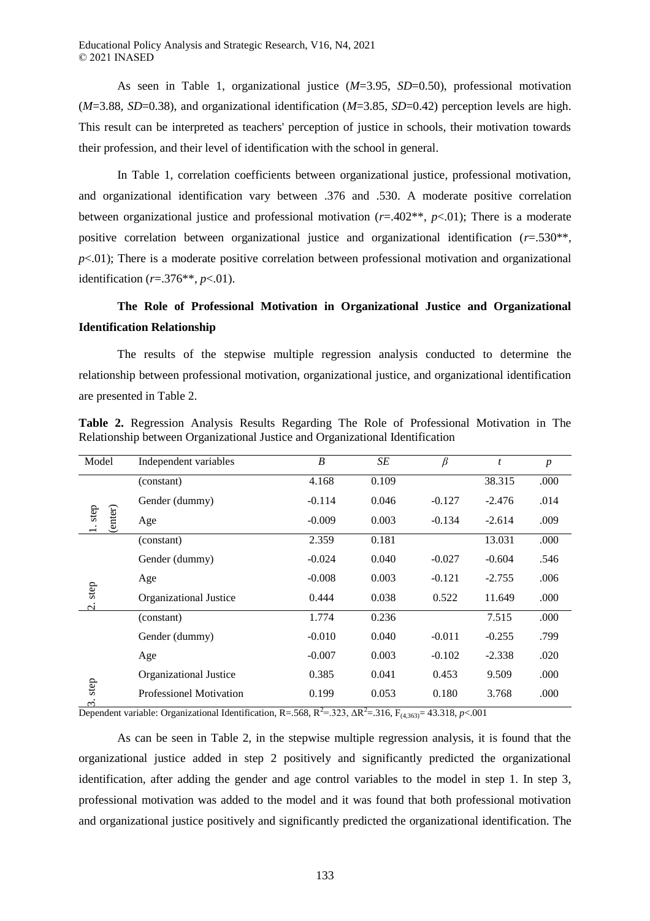As seen in Table 1, organizational justice (*M*=3.95, *SD*=0.50), professional motivation (*M*=3.88, *SD*=0.38), and organizational identification (*M*=3.85, *SD*=0.42) perception levels are high. This result can be interpreted as teachers' perception of justice in schools, their motivation towards their profession, and their level of identification with the school in general.

In Table 1, correlation coefficients between organizational justice, professional motivation, and organizational identification vary between .376 and .530. A moderate positive correlation between organizational justice and professional motivation (*r*=.402**, *p*<.01); There is a moderate positive correlation between organizational justice and organizational identification (*r*=.530**, *p*<.01); There is a moderate positive correlation between professional motivation and organizational identification (*r*=.376**, *p*<.01).

## The Role of Professional Motivation in Organizational Justice and Organizational Identification Relationship

The results of the stepwise multiple regression analysis conducted to determine the relationship between professional motivation, organizational justice, and organizational identification are presented in Table 2.

**Table 2.** Regression Analysis Results Regarding The Role of Professional Motivation in The Relationship between Organizational Justice and Organizational Identification

| Model | Independent variables | *B* | *SE* | *β* | *t* | *p* |
|---|---|---|---|---|---|---|
| 1. step (enter) | (constant) | 4.168 | 0.109 | | 38.315 | .000 |
| | Gender (dummy) | -0.114 | 0.046 | -0.127 | -2.476 | .014 |
| | Age | -0.009 | 0.003 | -0.134 | -2.614 | .009 |
| 2. step | (constant) | 2.359 | 0.181 | | 13.031 | .000 |
| | Gender (dummy) | -0.024 | 0.040 | -0.027 | -0.604 | .546 |
| | Age | -0.008 | 0.003 | -0.121 | -2.755 | .006 |
| | Organizational Justice | 0.444 | 0.038 | 0.522 | 11.649 | .000 |
| 3. step | (constant) | 1.774 | 0.236 | | 7.515 | .000 |
| | Gender (dummy) | -0.010 | 0.040 | -0.011 | -0.255 | .799 |
| | Age | -0.007 | 0.003 | -0.102 | -2.338 | .020 |
| | Organizational Justice | 0.385 | 0.041 | 0.453 | 9.509 | .000 |
| | Professionel Motivation | 0.199 | 0.053 | 0.180 | 3.768 | .000 |

Dependent variable: Organizational Identification, R=.568, $R^2$=.323, $\Delta R^2$=.316, $F_{(4,363)}$= 43.318, *p*<.001

As can be seen in Table 2, in the stepwise multiple regression analysis, it is found that the organizational justice added in step 2 positively and significantly predicted the organizational identification, after adding the gender and age control variables to the model in step 1. In step 3, professional motivation was added to the model and it was found that both professional motivation and organizational justice positively and significantly predicted the organizational identification. The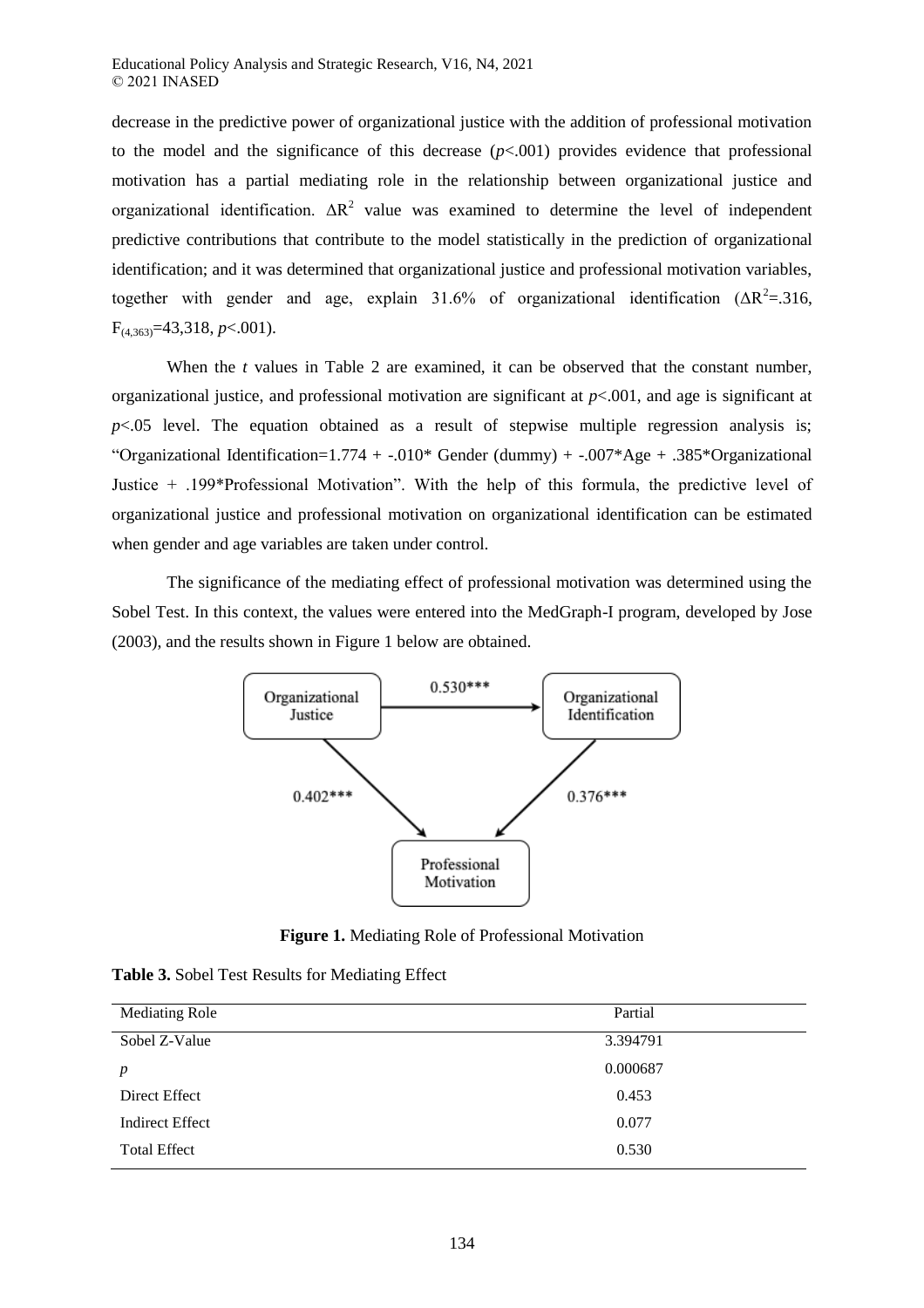decrease in the predictive power of organizational justice with the addition of professional motivation to the model and the significance of this decrease ($p<.001$) provides evidence that professional motivation has a partial mediating role in the relationship between organizational justice and organizational identification. $\Delta R^2$ value was examined to determine the level of independent predictive contributions that contribute to the model statistically in the prediction of organizational identification; and it was determined that organizational justice and professional motivation variables, together with gender and age, explain 31.6% of organizational identification ($\Delta R^2=.316$, $F_{(4,363)}=43{,}318$, $p<.001$).

When the *t* values in Table 2 are examined, it can be observed that the constant number, organizational justice, and professional motivation are significant at $p<.001$, and age is significant at $p<.05$ level. The equation obtained as a result of stepwise multiple regression analysis is; "Organizational Identification=1.774 + -.010* Gender (dummy) + -.007*Age + .385*Organizational Justice + .199*Professional Motivation". With the help of this formula, the predictive level of organizational justice and professional motivation on organizational identification can be estimated when gender and age variables are taken under control.

The significance of the mediating effect of professional motivation was determined using the Sobel Test. In this context, the values were entered into the MedGraph-I program, developed by Jose (2003), and the results shown in Figure 1 below are obtained.

Organizational Justice → Organizational Identification: 0.530***
Organizational Justice → Professional Motivation: 0.402***
Professional Motivation → Organizational Identification: 0.376***

**Figure 1.** Mediating Role of Professional Motivation

**Table 3.** Sobel Test Results for Mediating Effect

| Mediating Role | Partial |
|---|---|
| Sobel Z-Value | 3.394791 |
| *p* | 0.000687 |
| Direct Effect | 0.453 |
| Indirect Effect | 0.077 |
| Total Effect | 0.530 |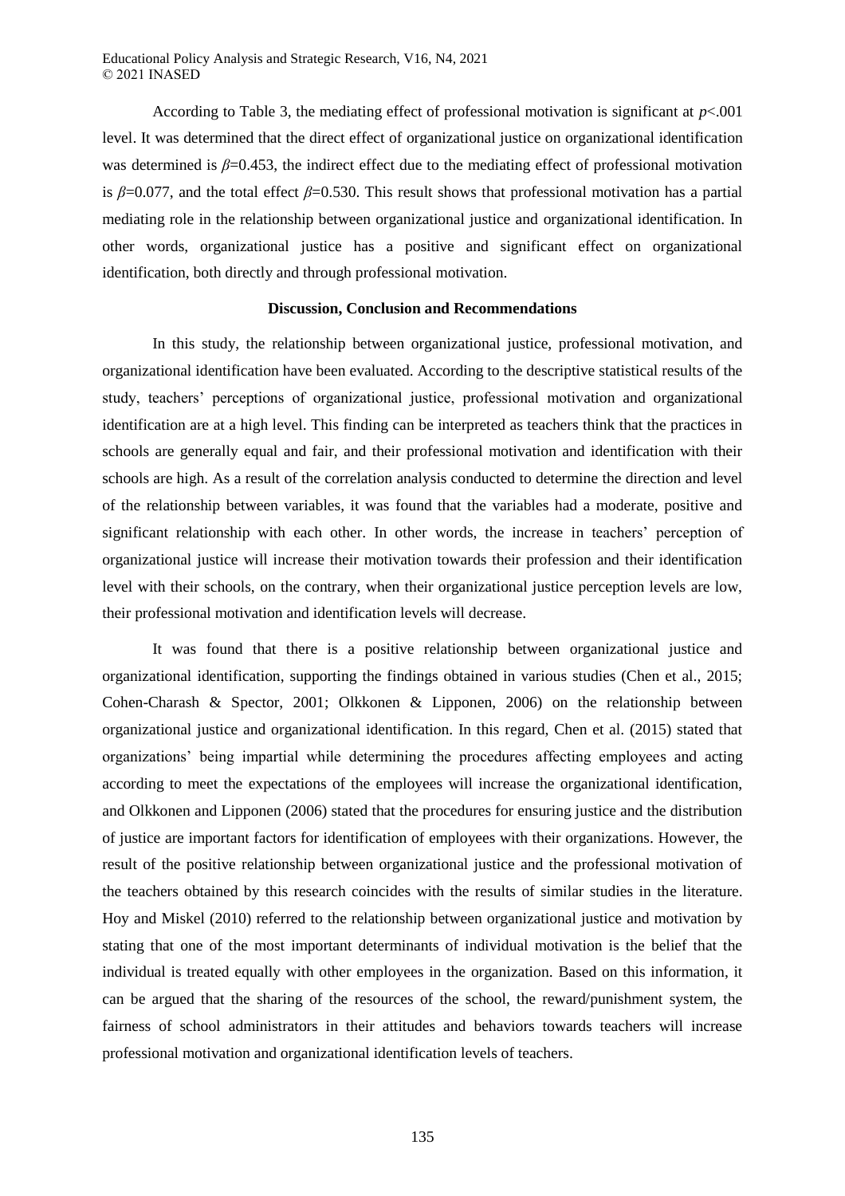According to Table 3, the mediating effect of professional motivation is significant at $p<.001$ level. It was determined that the direct effect of organizational justice on organizational identification was determined is $\beta=0.453$, the indirect effect due to the mediating effect of professional motivation is $\beta=0.077$, and the total effect $\beta=0.530$. This result shows that professional motivation has a partial mediating role in the relationship between organizational justice and organizational identification. In other words, organizational justice has a positive and significant effect on organizational identification, both directly and through professional motivation.

## Discussion, Conclusion and Recommendations

In this study, the relationship between organizational justice, professional motivation, and organizational identification have been evaluated. According to the descriptive statistical results of the study, teachers' perceptions of organizational justice, professional motivation and organizational identification are at a high level. This finding can be interpreted as teachers think that the practices in schools are generally equal and fair, and their professional motivation and identification with their schools are high. As a result of the correlation analysis conducted to determine the direction and level of the relationship between variables, it was found that the variables had a moderate, positive and significant relationship with each other. In other words, the increase in teachers' perception of organizational justice will increase their motivation towards their profession and their identification level with their schools, on the contrary, when their organizational justice perception levels are low, their professional motivation and identification levels will decrease.

It was found that there is a positive relationship between organizational justice and organizational identification, supporting the findings obtained in various studies (Chen et al., 2015; Cohen-Charash & Spector, 2001; Olkkonen & Lipponen, 2006) on the relationship between organizational justice and organizational identification. In this regard, Chen et al. (2015) stated that organizations' being impartial while determining the procedures affecting employees and acting according to meet the expectations of the employees will increase the organizational identification, and Olkkonen and Lipponen (2006) stated that the procedures for ensuring justice and the distribution of justice are important factors for identification of employees with their organizations. However, the result of the positive relationship between organizational justice and the professional motivation of the teachers obtained by this research coincides with the results of similar studies in the literature. Hoy and Miskel (2010) referred to the relationship between organizational justice and motivation by stating that one of the most important determinants of individual motivation is the belief that the individual is treated equally with other employees in the organization. Based on this information, it can be argued that the sharing of the resources of the school, the reward/punishment system, the fairness of school administrators in their attitudes and behaviors towards teachers will increase professional motivation and organizational identification levels of teachers.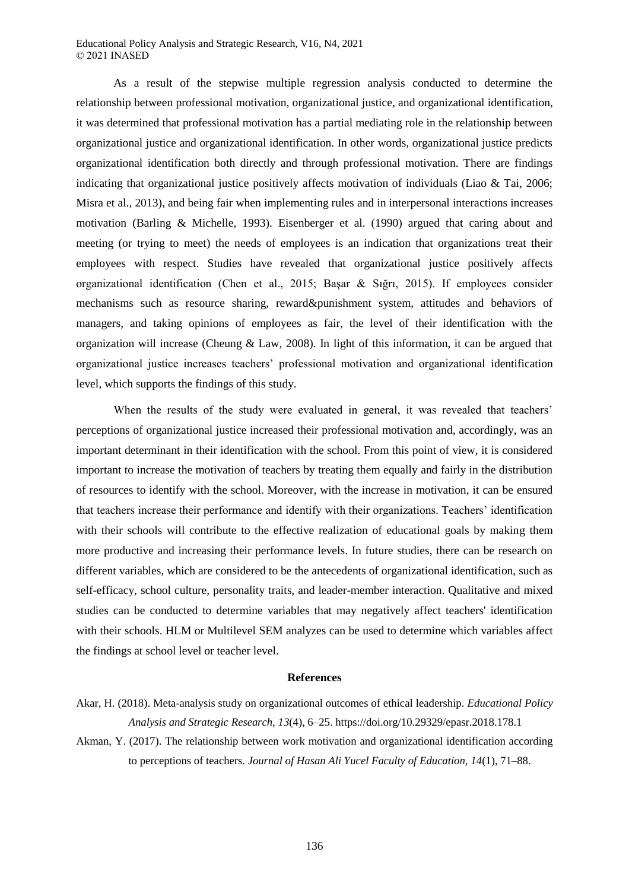As a result of the stepwise multiple regression analysis conducted to determine the relationship between professional motivation, organizational justice, and organizational identification, it was determined that professional motivation has a partial mediating role in the relationship between organizational justice and organizational identification. In other words, organizational justice predicts organizational identification both directly and through professional motivation. There are findings indicating that organizational justice positively affects motivation of individuals (Liao & Tai, 2006; Misra et al., 2013), and being fair when implementing rules and in interpersonal interactions increases motivation (Barling & Michelle, 1993). Eisenberger et al. (1990) argued that caring about and meeting (or trying to meet) the needs of employees is an indication that organizations treat their employees with respect. Studies have revealed that organizational justice positively affects organizational identification (Chen et al., 2015; Başar & Sığrı, 2015). If employees consider mechanisms such as resource sharing, reward&punishment system, attitudes and behaviors of managers, and taking opinions of employees as fair, the level of their identification with the organization will increase (Cheung & Law, 2008). In light of this information, it can be argued that organizational justice increases teachers' professional motivation and organizational identification level, which supports the findings of this study.

When the results of the study were evaluated in general, it was revealed that teachers' perceptions of organizational justice increased their professional motivation and, accordingly, was an important determinant in their identification with the school. From this point of view, it is considered important to increase the motivation of teachers by treating them equally and fairly in the distribution of resources to identify with the school. Moreover, with the increase in motivation, it can be ensured that teachers increase their performance and identify with their organizations. Teachers' identification with their schools will contribute to the effective realization of educational goals by making them more productive and increasing their performance levels. In future studies, there can be research on different variables, which are considered to be the antecedents of organizational identification, such as self-efficacy, school culture, personality traits, and leader-member interaction. Qualitative and mixed studies can be conducted to determine variables that may negatively affect teachers' identification with their schools. HLM or Multilevel SEM analyzes can be used to determine which variables affect the findings at school level or teacher level.

## References

Akar, H. (2018). Meta-analysis study on organizational outcomes of ethical leadership. *Educational Policy Analysis and Strategic Research, 13*(4), 6–25. https://doi.org/10.29329/epasr.2018.178.1

Akman, Y. (2017). The relationship between work motivation and organizational identification according to perceptions of teachers. *Journal of Hasan Ali Yucel Faculty of Education, 14*(1), 71–88.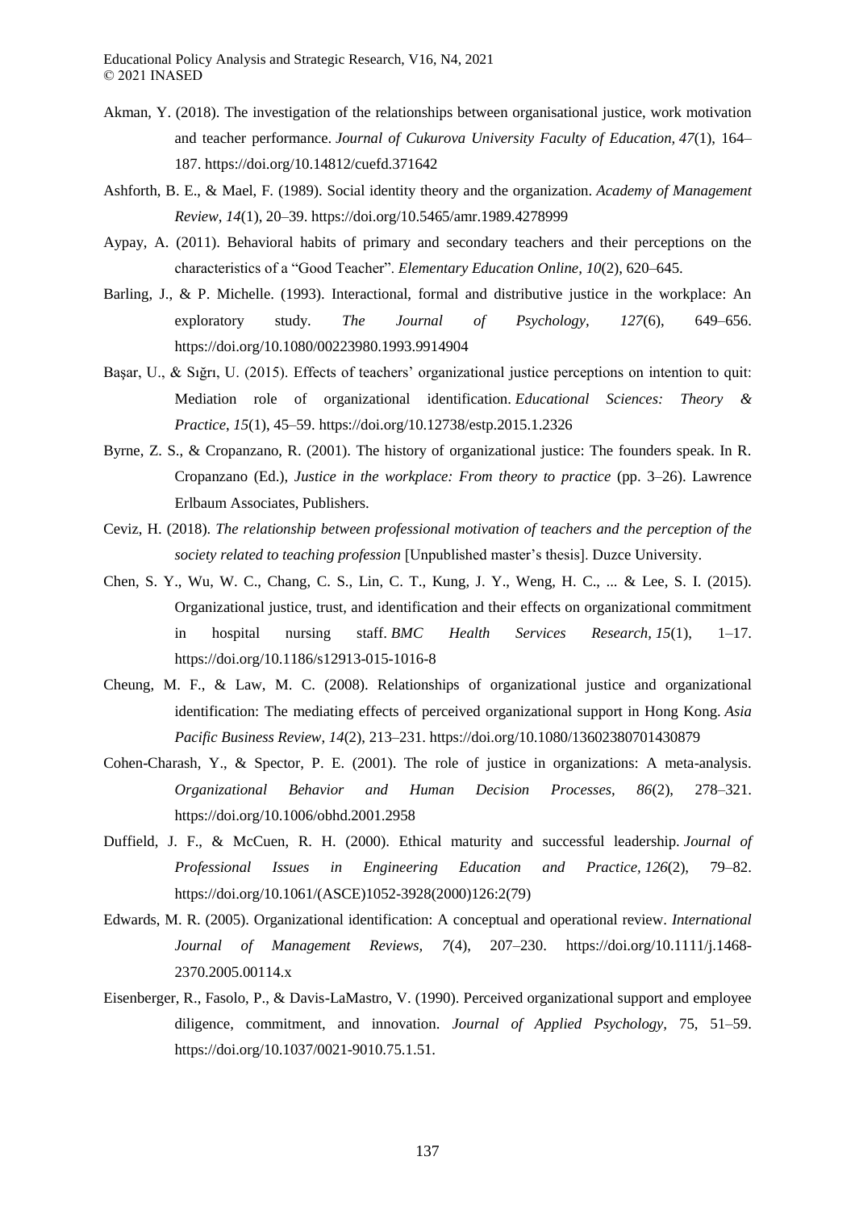Akman, Y. (2018). The investigation of the relationships between organisational justice, work motivation and teacher performance. *Journal of Cukurova University Faculty of Education, 47*(1), 164–187. https://doi.org/10.14812/cuefd.371642

Ashforth, B. E., & Mael, F. (1989). Social identity theory and the organization. *Academy of Management Review*, *14*(1), 20–39. https://doi.org/10.5465/amr.1989.4278999

Aypay, A. (2011). Behavioral habits of primary and secondary teachers and their perceptions on the characteristics of a "Good Teacher". *Elementary Education Online, 10*(2), 620–645.

Barling, J., & P. Michelle. (1993). Interactional, formal and distributive justice in the workplace: An exploratory study. *The Journal of Psychology, 127*(6), 649–656. https://doi.org/10.1080/00223980.1993.9914904

Başar, U., & Sığrı, U. (2015). Effects of teachers' organizational justice perceptions on intention to quit: Mediation role of organizational identification. *Educational Sciences: Theory & Practice*, *15*(1), 45–59. https://doi.org/10.12738/estp.2015.1.2326

Byrne, Z. S., & Cropanzano, R. (2001). The history of organizational justice: The founders speak. In R. Cropanzano (Ed.), *Justice in the workplace: From theory to practice* (pp. 3–26). Lawrence Erlbaum Associates, Publishers.

Ceviz, H. (2018). *The relationship between professional motivation of teachers and the perception of the society related to teaching profession* [Unpublished master's thesis]. Duzce University.

Chen, S. Y., Wu, W. C., Chang, C. S., Lin, C. T., Kung, J. Y., Weng, H. C., ... & Lee, S. I. (2015). Organizational justice, trust, and identification and their effects on organizational commitment in hospital nursing staff. *BMC Health Services Research, 15*(1), 1–17. https://doi.org/10.1186/s12913-015-1016-8

Cheung, M. F., & Law, M. C. (2008). Relationships of organizational justice and organizational identification: The mediating effects of perceived organizational support in Hong Kong. *Asia Pacific Business Review*, *14*(2), 213–231. https://doi.org/10.1080/13602380701430879

Cohen-Charash, Y., & Spector, P. E. (2001). The role of justice in organizations: A meta-analysis. *Organizational Behavior and Human Decision Processes, 86*(2), 278–321. https://doi.org/10.1006/obhd.2001.2958

Duffield, J. F., & McCuen, R. H. (2000). Ethical maturity and successful leadership. *Journal of Professional Issues in Engineering Education and Practice, 126*(2), 79–82. https://doi.org/10.1061/(ASCE)1052-3928(2000)126:2(79)

Edwards, M. R. (2005). Organizational identification: A conceptual and operational review. *International Journal of Management Reviews, 7*(4), 207–230. https://doi.org/10.1111/j.1468-2370.2005.00114.x

Eisenberger, R., Fasolo, P., & Davis-LaMastro, V. (1990). Perceived organizational support and employee diligence, commitment, and innovation. *Journal of Applied Psychology*, 75, 51–59. https://doi.org/10.1037/0021-9010.75.1.51.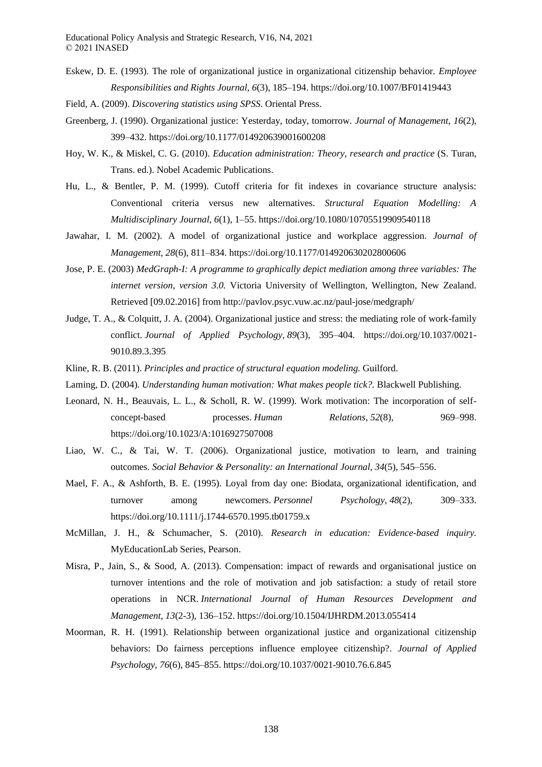Eskew, D. E. (1993). The role of organizational justice in organizational citizenship behavior. *Employee Responsibilities and Rights Journal, 6*(3), 185–194. https://doi.org/10.1007/BF01419443

Field, A. (2009). *Discovering statistics using SPSS*. Oriental Press.

Greenberg, J. (1990). Organizational justice: Yesterday, today, tomorrow. *Journal of Management, 16*(2), 399–432. https://doi.org/10.1177/014920639001600208

Hoy, W. K., & Miskel, C. G. (2010). *Education administration: Theory, research and practice* (S. Turan, Trans. ed.). Nobel Academic Publications.

Hu, L., & Bentler, P. M. (1999). Cutoff criteria for fit indexes in covariance structure analysis: Conventional criteria versus new alternatives. *Structural Equation Modelling: A Multidisciplinary Journal, 6*(1), 1–55. https://doi.org/10.1080/10705519909540118

Jawahar, I. M. (2002). A model of organizational justice and workplace aggression. *Journal of Management, 28*(6), 811–834. https://doi.org/10.1177/014920630202800606

Jose, P. E. (2003) *MedGraph-I: A programme to graphically depict mediation among three variables: The internet version, version 3.0.* Victoria University of Wellington, Wellington, New Zealand. Retrieved [09.02.2016] from http://pavlov.psyc.vuw.ac.nz/paul-jose/medgraph/

Judge, T. A., & Colquitt, J. A. (2004). Organizational justice and stress: the mediating role of work-family conflict. *Journal of Applied Psychology, 89*(3), 395–404. https://doi.org/10.1037/0021-9010.89.3.395

Kline, R. B. (2011). *Principles and practice of structural equation modeling.* Guilford.

Laming, D. (2004). *Understanding human motivation: What makes people tick?.* Blackwell Publishing.

Leonard, N. H., Beauvais, L. L., & Scholl, R. W. (1999). Work motivation: The incorporation of self-concept-based processes. *Human Relations*, *52*(8), 969–998. https://doi.org/10.1023/A:1016927507008

Liao, W. C., & Tai, W. T. (2006). Organizational justice, motivation to learn, and training outcomes. *Social Behavior & Personality: an International Journal, 34*(5), 545–556.

Mael, F. A., & Ashforth, B. E. (1995). Loyal from day one: Biodata, organizational identification, and turnover among newcomers. *Personnel Psychology*, *48*(2), 309–333. https://doi.org/10.1111/j.1744-6570.1995.tb01759.x

McMillan, J. H., & Schumacher, S. (2010). *Research in education: Evidence-based inquiry.* MyEducationLab Series, Pearson.

Misra, P., Jain, S., & Sood, A. (2013). Compensation: impact of rewards and organisational justice on turnover intentions and the role of motivation and job satisfaction: a study of retail store operations in NCR. *International Journal of Human Resources Development and Management, 13*(2-3), 136–152. https://doi.org/10.1504/IJHRDM.2013.055414

Moorman, R. H. (1991). Relationship between organizational justice and organizational citizenship behaviors: Do fairness perceptions influence employee citizenship?. *Journal of Applied Psychology, 76*(6), 845–855. https://doi.org/10.1037/0021-9010.76.6.845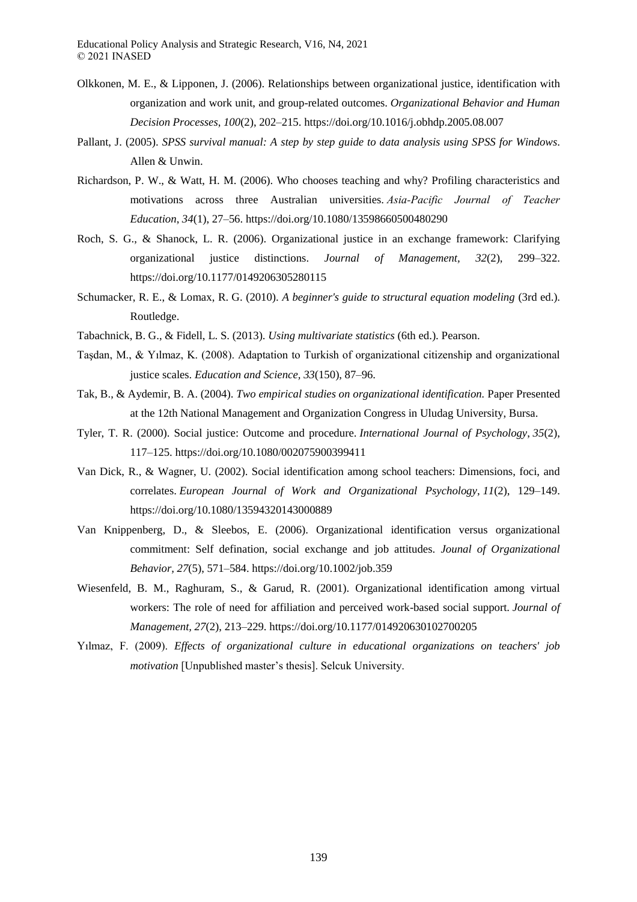Olkkonen, M. E., & Lipponen, J. (2006). Relationships between organizational justice, identification with organization and work unit, and group-related outcomes. *Organizational Behavior and Human Decision Processes, 100*(2), 202–215. https://doi.org/10.1016/j.obhdp.2005.08.007

Pallant, J. (2005). *SPSS survival manual: A step by step guide to data analysis using SPSS for Windows*. Allen & Unwin.

Richardson, P. W., & Watt, H. M. (2006). Who chooses teaching and why? Profiling characteristics and motivations across three Australian universities. *Asia-Pacific Journal of Teacher Education*, *34*(1), 27–56. https://doi.org/10.1080/13598660500480290

Roch, S. G., & Shanock, L. R. (2006). Organizational justice in an exchange framework: Clarifying organizational justice distinctions. *Journal of Management, 32*(2), 299–322. https://doi.org/10.1177/0149206305280115

Schumacker, R. E., & Lomax, R. G. (2010). *A beginner's guide to structural equation modeling* (3rd ed.). Routledge.

Tabachnick, B. G., & Fidell, L. S. (2013). *Using multivariate statistics* (6th ed.). Pearson.

Taşdan, M., & Yılmaz, K. (2008). Adaptation to Turkish of organizational citizenship and organizational justice scales. *Education and Science, 33*(150), 87–96.

Tak, B., & Aydemir, B. A. (2004). *Two empirical studies on organizational identification.* Paper Presented at the 12th National Management and Organization Congress in Uludag University, Bursa.

Tyler, T. R. (2000). Social justice: Outcome and procedure. *International Journal of Psychology*, *35*(2), 117–125. https://doi.org/10.1080/002075900399411

Van Dick, R., & Wagner, U. (2002). Social identification among school teachers: Dimensions, foci, and correlates. *European Journal of Work and Organizational Psychology*, *11*(2), 129–149. https://doi.org/10.1080/13594320143000889

Van Knippenberg, D., & Sleebos, E. (2006). Organizational identification versus organizational commitment: Self defination, social exchange and job attitudes. *Jounal of Organizational Behavior, 27*(5), 571–584. https://doi.org/10.1002/job.359

Wiesenfeld, B. M., Raghuram, S., & Garud, R. (2001). Organizational identification among virtual workers: The role of need for affiliation and perceived work-based social support. *Journal of Management, 27*(2), 213–229. https://doi.org/10.1177/014920630102700205

Yılmaz, F. (2009). *Effects of organizational culture in educational organizations on teachers' job motivation* [Unpublished master's thesis]. Selcuk University.